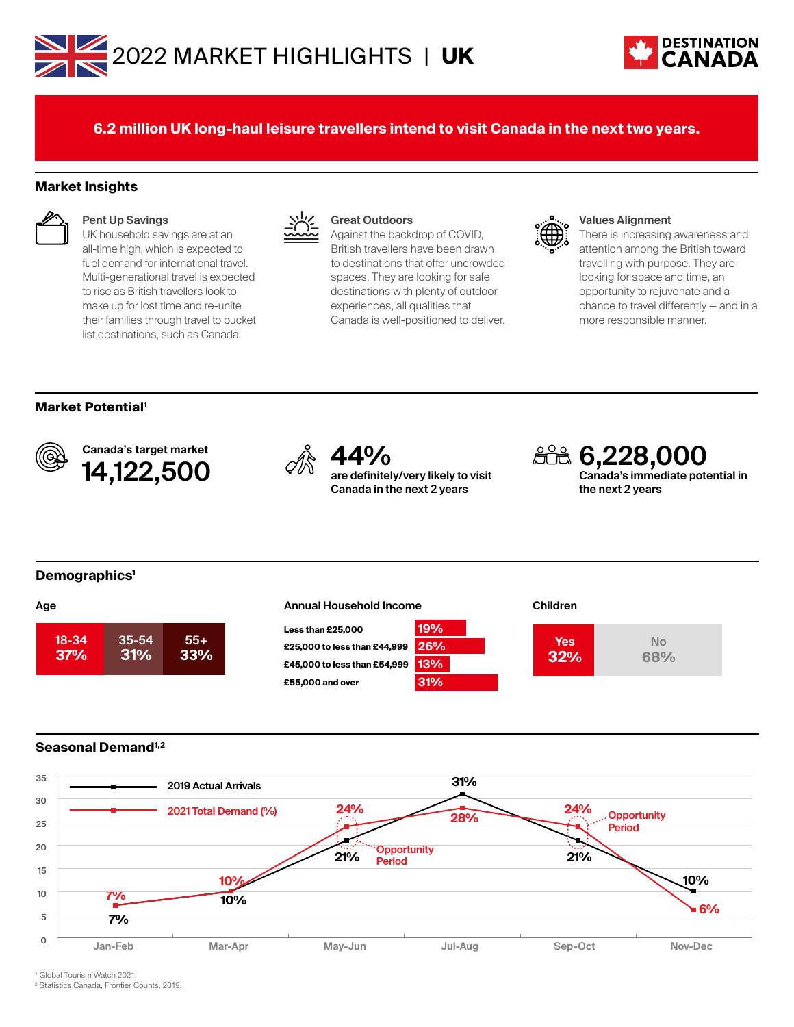# 2022 MARKET HIGHLIGHTS | UK

DESTINATION CANADA

**6.2 million UK long-haul leisure travellers intend to visit Canada in the next two years.**

## Market Insights

**Pent Up Savings**
UK household savings are at an all-time high, which is expected to fuel demand for international travel. Multi-generational travel is expected to rise as British travellers look to make up for lost time and re-unite their families through travel to bucket list destinations, such as Canada.

**Great Outdoors**
Against the backdrop of COVID, British travellers have been drawn to destinations that offer uncrowded spaces. They are looking for safe destinations with plenty of outdoor experiences, all qualities that Canada is well-positioned to deliver.

**Values Alignment**
There is increasing awareness and attention among the British toward travelling with purpose. They are looking for space and time, an opportunity to rejuvenate and a chance to travel differently – and in a more responsible manner.

## Market Potential[1]

**Canada's target market**
**14,122,500**

**44%**
**are definitely/very likely to visit Canada in the next 2 years**

**6,228,000**
**Canada's immediate potential in the next 2 years**

## Demographics[1]

**Age**

| 18-34 | 35-54 | 55+ |
|---|---|---|
| 37% | 31% | 33% |

**Annual Household Income**

| Income | % |
|---|---|
| Less than £25,000 | 19% |
| £25,000 to less than £44,999 | 26% |
| £45,000 to less than £54,999 | 13% |
| £55,000 and over | 31% |

**Children**

| Yes | No |
|---|---|
| 32% | 68% |

## Seasonal Demand[1,2]

| Period | 2019 Actual Arrivals | 2021 Total Demand (%) |
|---|---|---|
| Jan-Feb | 7% | 7% |
| Mar-Apr | 10% | 10% |
| May-Jun | 21% | 24% (Opportunity Period) |
| Jul-Aug | 31% | 28% |
| Sep-Oct | 21% | 24% (Opportunity Period) |
| Nov-Dec | 10% | 6% |

[1] Global Tourism Watch 2021.
[2] Statistics Canada, Frontier Counts, 2019.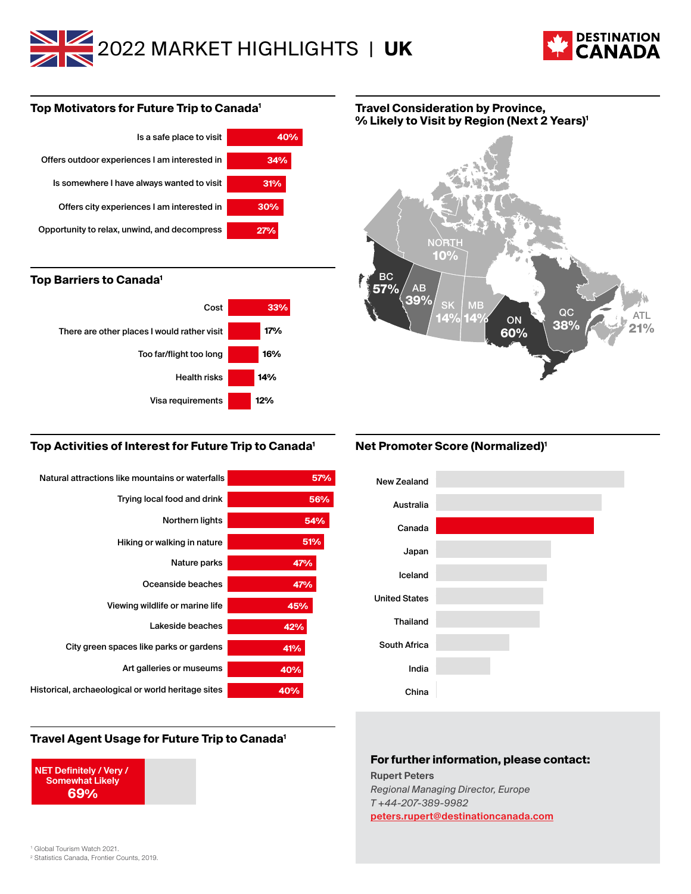# 2022 MARKET HIGHLIGHTS | UK

DESTINATION CANADA

## Top Motivators for Future Trip to Canada[1]

Is a safe place to visit 40%
Offers outdoor experiences I am interested in 34%
Is somewhere I have always wanted to visit 31%
Offers city experiences I am interested in 30%
Opportunity to relax, unwind, and decompress 27%

## Top Barriers to Canada[1]

Cost 33%
There are other places I would rather visit 17%
Too far/flight too long 16%
Health risks 14%
Visa requirements 12%

## Travel Consideration by Province, % Likely to Visit by Region (Next 2 Years)[1]

NORTH 10%
BC 57%
AB 39%
SK 14%
MB 14%
ON 60%
QC 38%
ATL 21%

## Top Activities of Interest for Future Trip to Canada[1]

Natural attractions like mountains or waterfalls 57%
Trying local food and drink 56%
Northern lights 54%
Hiking or walking in nature 51%
Nature parks 47%
Oceanside beaches 47%
Viewing wildlife or marine life 45%
Lakeside beaches 42%
City green spaces like parks or gardens 41%
Art galleries or museums 40%
Historical, archaeological or world heritage sites 40%

## Net Promoter Score (Normalized)[1]

New Zealand
Australia
Canada
Japan
Iceland
United States
Thailand
South Africa
India
China

## Travel Agent Usage for Future Trip to Canada[1]

NET Definitely / Very / Somewhat Likely
69%

**For further information, please contact:**

**Rupert Peters**
*Regional Managing Director, Europe*
*T +44-207-389-9982*
peters.rupert@destinationcanada.com

[1] Global Tourism Watch 2021.
[2] Statistics Canada, Frontier Counts, 2019.